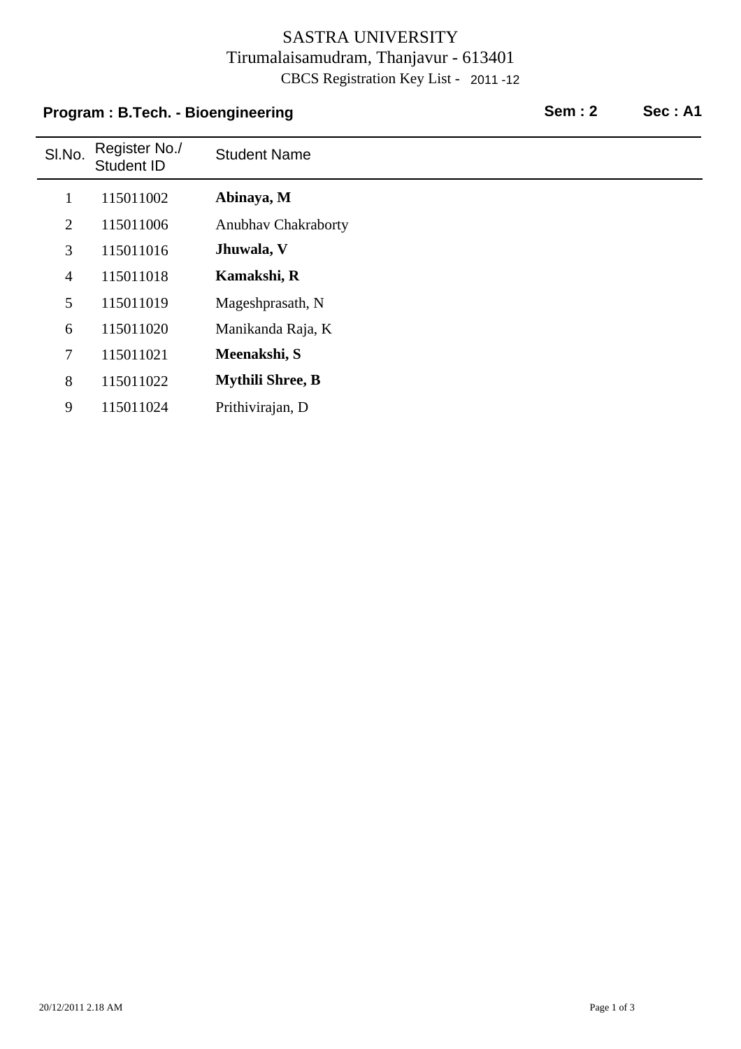# SASTRA UNIVERSITY

Tirumalaisamudram, Thanjavur - 613401

CBCS Registration Key List - 2011 -12

**Program : B.Tech. - Bioengineering** **Sem : 2** **Sec : A1**

| Sl.No. | Register No./ Student ID | Student Name |
|---|---|---|
| 1 | 115011002 | **Abinaya, M** |
| 2 | 115011006 | Anubhav Chakraborty |
| 3 | 115011016 | **Jhuwala, V** |
| 4 | 115011018 | **Kamakshi, R** |
| 5 | 115011019 | Mageshprasath, N |
| 6 | 115011020 | Manikanda Raja, K |
| 7 | 115011021 | **Meenakshi, S** |
| 8 | 115011022 | **Mythili Shree, B** |
| 9 | 115011024 | Prithivirajan, D |

20/12/2011 2.18 AM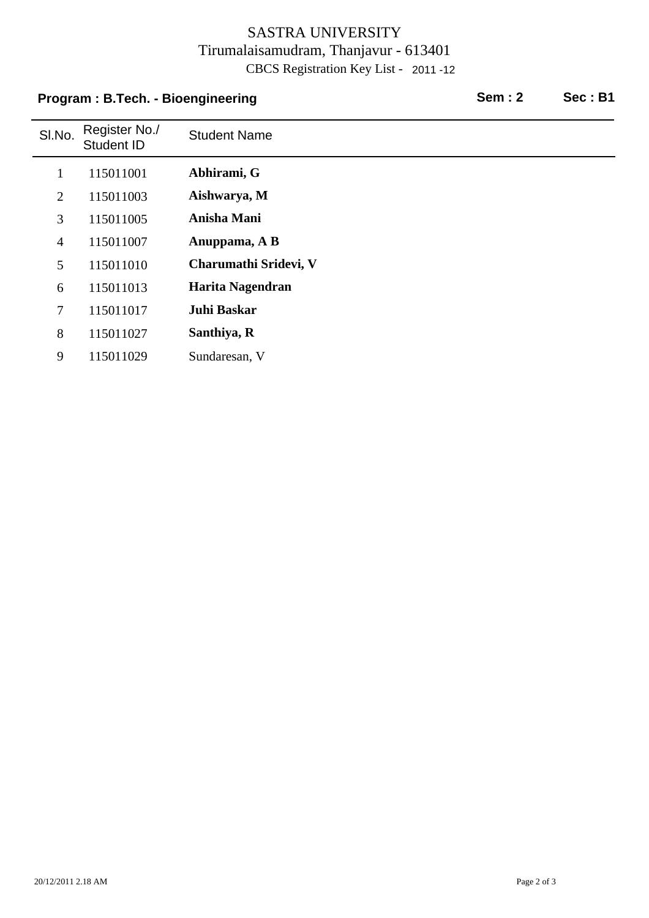# SASTRA UNIVERSITY

Tirumalaisamudram, Thanjavur - 613401

CBCS Registration Key List - 2011 -12

**Program : B.Tech. - Bioengineering** **Sem : 2** **Sec : B1**

| Sl.No. | Register No./ Student ID | Student Name |
|---|---|---|
| 1 | 115011001 | **Abhirami, G** |
| 2 | 115011003 | **Aishwarya, M** |
| 3 | 115011005 | **Anisha Mani** |
| 4 | 115011007 | **Anuppama, A B** |
| 5 | 115011010 | **Charumathi Sridevi, V** |
| 6 | 115011013 | **Harita Nagendran** |
| 7 | 115011017 | **Juhi Baskar** |
| 8 | 115011027 | **Santhiya, R** |
| 9 | 115011029 | Sundaresan, V |

20/12/2011 2.18 AM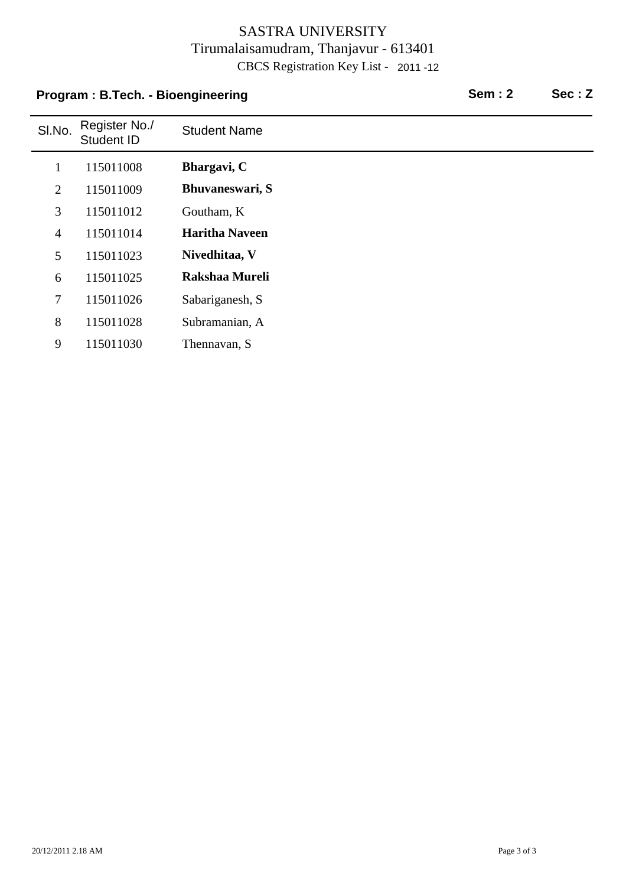SASTRA UNIVERSITY
Tirumalaisamudram, Thanjavur - 613401
CBCS Registration Key List - 2011 -12

**Program : B.Tech. - Bioengineering** **Sem : 2** **Sec : Z**

| Sl.No. | Register No./ Student ID | Student Name |
|---|---|---|
| 1 | 115011008 | **Bhargavi, C** |
| 2 | 115011009 | **Bhuvaneswari, S** |
| 3 | 115011012 | Goutham, K |
| 4 | 115011014 | **Haritha Naveen** |
| 5 | 115011023 | **Nivedhitaa, V** |
| 6 | 115011025 | **Rakshaa Mureli** |
| 7 | 115011026 | Sabariganesh, S |
| 8 | 115011028 | Subramanian, A |
| 9 | 115011030 | Thennavan, S |

20/12/2011 2.18 AM